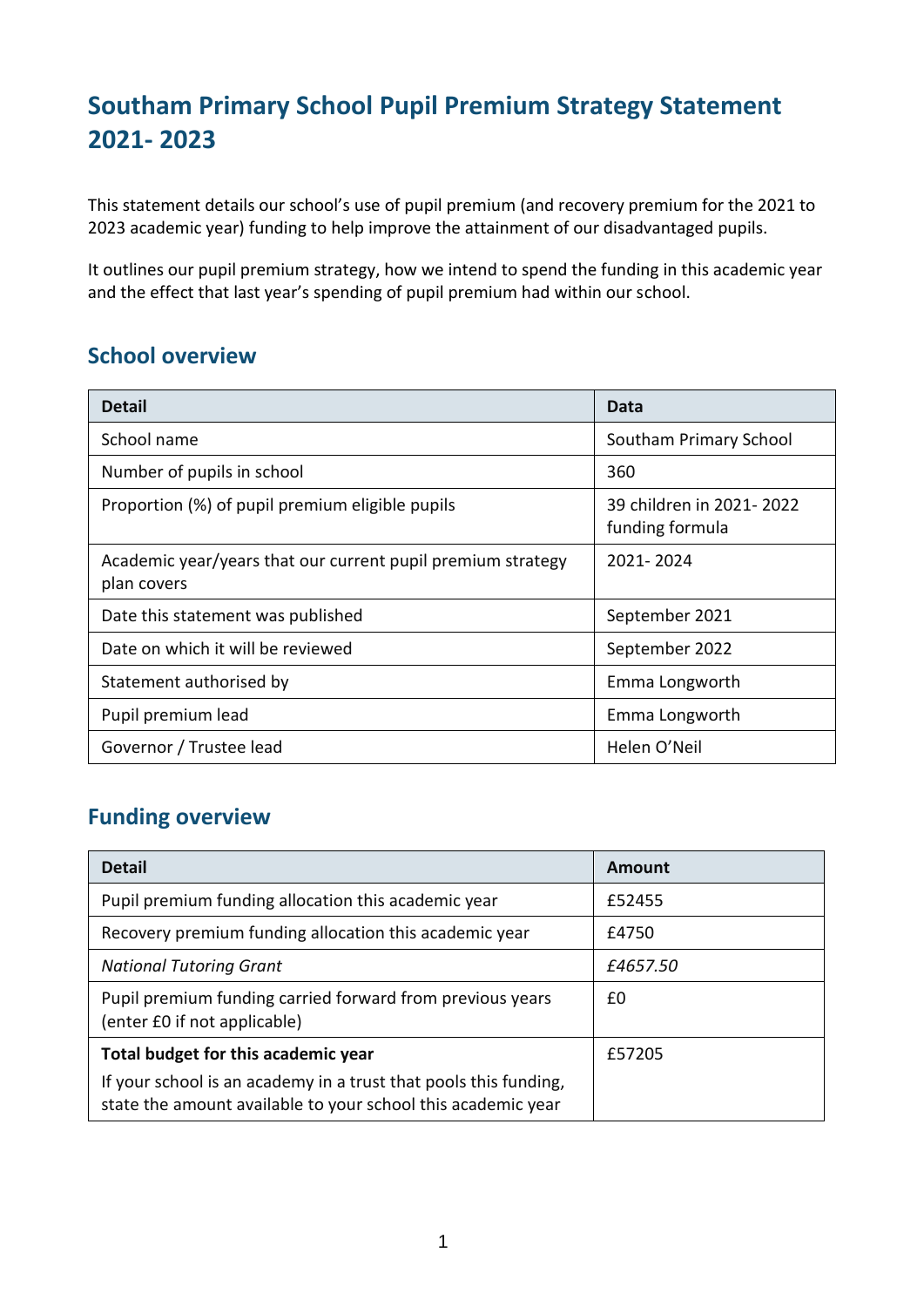# Southam Primary School Pupil Premium Strategy Statement 2021- 2023

This statement details our school's use of pupil premium (and recovery premium for the 2021 to 2023 academic year) funding to help improve the attainment of our disadvantaged pupils.

It outlines our pupil premium strategy, how we intend to spend the funding in this academic year and the effect that last year's spending of pupil premium had within our school.

## School overview

| Detail | Data |
|---|---|
| School name | Southam Primary School |
| Number of pupils in school | 360 |
| Proportion (%) of pupil premium eligible pupils | 39 children in 2021- 2022 funding formula |
| Academic year/years that our current pupil premium strategy plan covers | 2021- 2024 |
| Date this statement was published | September 2021 |
| Date on which it will be reviewed | September 2022 |
| Statement authorised by | Emma Longworth |
| Pupil premium lead | Emma Longworth |
| Governor / Trustee lead | Helen O'Neil |

## Funding overview

| Detail | Amount |
|---|---|
| Pupil premium funding allocation this academic year | £52455 |
| Recovery premium funding allocation this academic year | £4750 |
| *National Tutoring Grant* | *£4657.50* |
| Pupil premium funding carried forward from previous years (enter £0 if not applicable) | £0 |
| **Total budget for this academic year**<br>If your school is an academy in a trust that pools this funding, state the amount available to your school this academic year | £57205 |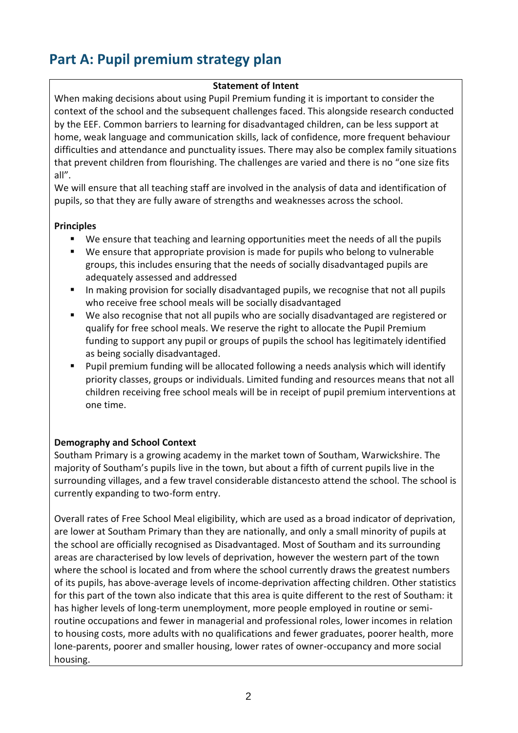## Part A: Pupil premium strategy plan

**Statement of Intent**

When making decisions about using Pupil Premium funding it is important to consider the context of the school and the subsequent challenges faced. This alongside research conducted by the EEF. Common barriers to learning for disadvantaged children, can be less support at home, weak language and communication skills, lack of confidence, more frequent behaviour difficulties and attendance and punctuality issues. There may also be complex family situations that prevent children from flourishing. The challenges are varied and there is no "one size fits all".

We will ensure that all teaching staff are involved in the analysis of data and identification of pupils, so that they are fully aware of strengths and weaknesses across the school.

**Principles**

- We ensure that teaching and learning opportunities meet the needs of all the pupils
- We ensure that appropriate provision is made for pupils who belong to vulnerable groups, this includes ensuring that the needs of socially disadvantaged pupils are adequately assessed and addressed
- In making provision for socially disadvantaged pupils, we recognise that not all pupils who receive free school meals will be socially disadvantaged
- We also recognise that not all pupils who are socially disadvantaged are registered or qualify for free school meals. We reserve the right to allocate the Pupil Premium funding to support any pupil or groups of pupils the school has legitimately identified as being socially disadvantaged.
- Pupil premium funding will be allocated following a needs analysis which will identify priority classes, groups or individuals. Limited funding and resources means that not all children receiving free school meals will be in receipt of pupil premium interventions at one time.

**Demography and School Context**

Southam Primary is a growing academy in the market town of Southam, Warwickshire. The majority of Southam's pupils live in the town, but about a fifth of current pupils live in the surrounding villages, and a few travel considerable distancesto attend the school. The school is currently expanding to two-form entry.

Overall rates of Free School Meal eligibility, which are used as a broad indicator of deprivation, are lower at Southam Primary than they are nationally, and only a small minority of pupils at the school are officially recognised as Disadvantaged. Most of Southam and its surrounding areas are characterised by low levels of deprivation, however the western part of the town where the school is located and from where the school currently draws the greatest numbers of its pupils, has above-average levels of income-deprivation affecting children. Other statistics for this part of the town also indicate that this area is quite different to the rest of Southam: it has higher levels of long-term unemployment, more people employed in routine or semi-routine occupations and fewer in managerial and professional roles, lower incomes in relation to housing costs, more adults with no qualifications and fewer graduates, poorer health, more lone-parents, poorer and smaller housing, lower rates of owner-occupancy and more social housing.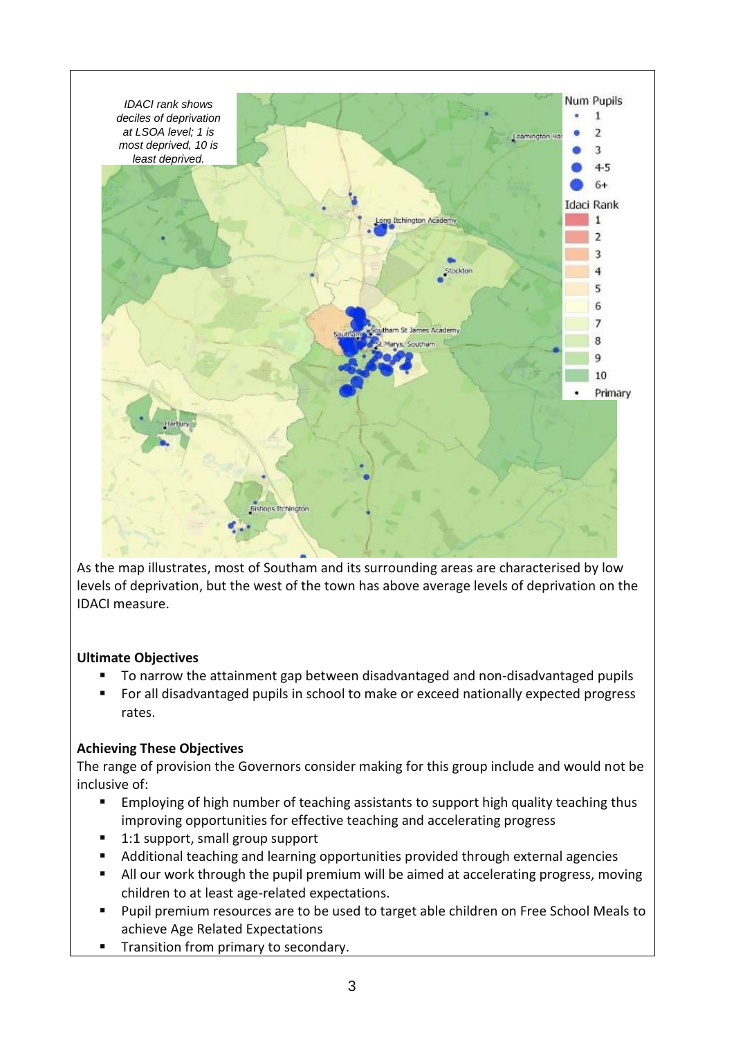*IDACI rank shows deciles of deprivation at LSOA level; 1 is most deprived, 10 is least deprived.*

As the map illustrates, most of Southam and its surrounding areas are characterised by low levels of deprivation, but the west of the town has above average levels of deprivation on the IDACI measure.

**Ultimate Objectives**

- To narrow the attainment gap between disadvantaged and non-disadvantaged pupils
- For all disadvantaged pupils in school to make or exceed nationally expected progress rates.

**Achieving These Objectives**

The range of provision the Governors consider making for this group include and would not be inclusive of:

- Employing of high number of teaching assistants to support high quality teaching thus improving opportunities for effective teaching and accelerating progress
- 1:1 support, small group support
- Additional teaching and learning opportunities provided through external agencies
- All our work through the pupil premium will be aimed at accelerating progress, moving children to at least age-related expectations.
- Pupil premium resources are to be used to target able children on Free School Meals to achieve Age Related Expectations
- Transition from primary to secondary.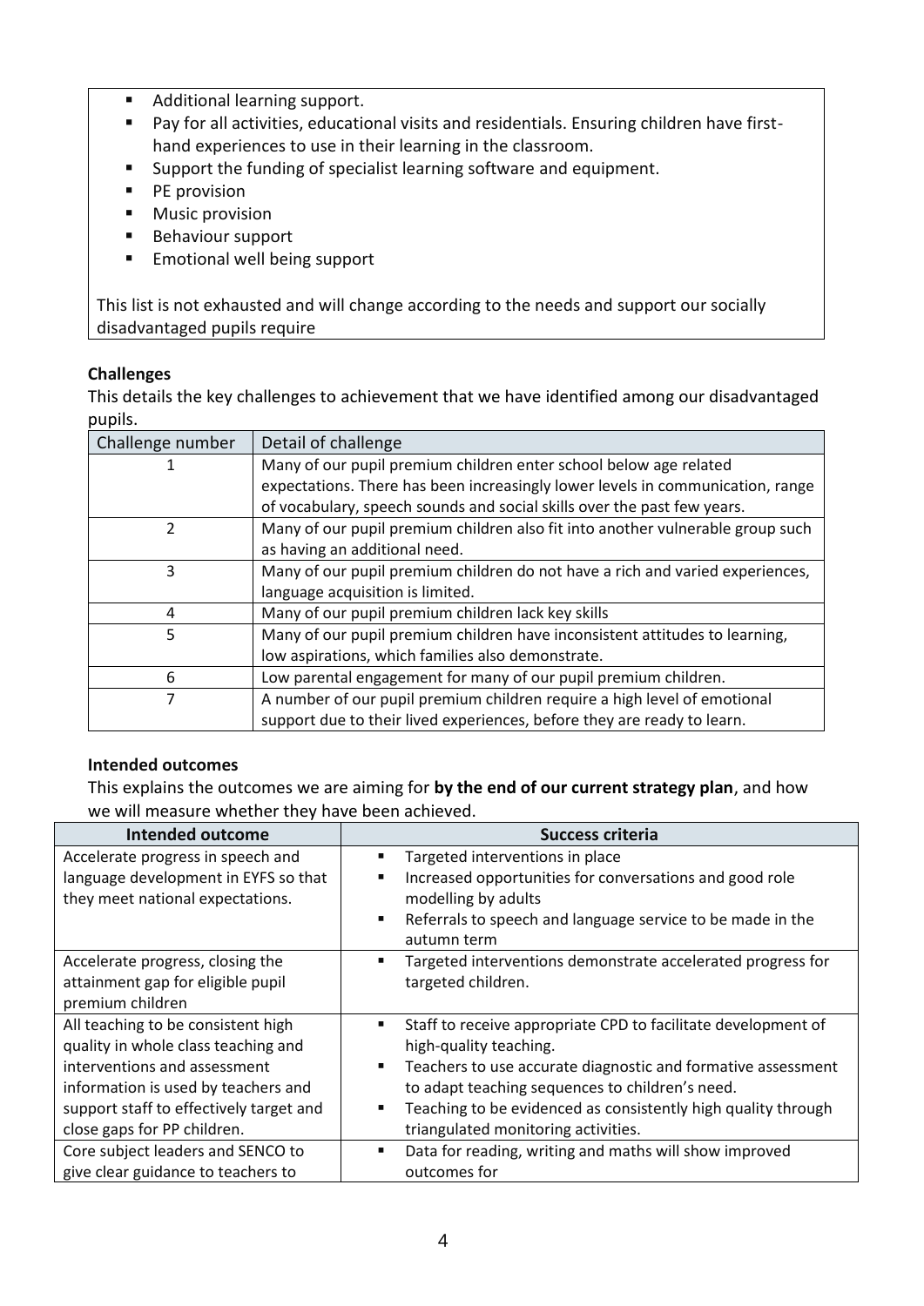- Additional learning support.
- Pay for all activities, educational visits and residentials. Ensuring children have first-hand experiences to use in their learning in the classroom.
- Support the funding of specialist learning software and equipment.
- PE provision
- Music provision
- Behaviour support
- Emotional well being support

This list is not exhausted and will change according to the needs and support our socially disadvantaged pupils require

### Challenges

This details the key challenges to achievement that we have identified among our disadvantaged pupils.

| Challenge number | Detail of challenge |
|---|---|
| 1 | Many of our pupil premium children enter school below age related expectations. There has been increasingly lower levels in communication, range of vocabulary, speech sounds and social skills over the past few years. |
| 2 | Many of our pupil premium children also fit into another vulnerable group such as having an additional need. |
| 3 | Many of our pupil premium children do not have a rich and varied experiences, language acquisition is limited. |
| 4 | Many of our pupil premium children lack key skills |
| 5 | Many of our pupil premium children have inconsistent attitudes to learning, low aspirations, which families also demonstrate. |
| 6 | Low parental engagement for many of our pupil premium children. |
| 7 | A number of our pupil premium children require a high level of emotional support due to their lived experiences, before they are ready to learn. |

### Intended outcomes

This explains the outcomes we are aiming for **by the end of our current strategy plan**, and how we will measure whether they have been achieved.

| Intended outcome | Success criteria |
|---|---|
| Accelerate progress in speech and language development in EYFS so that they meet national expectations. | ▪ Targeted interventions in place<br>▪ Increased opportunities for conversations and good role modelling by adults<br>▪ Referrals to speech and language service to be made in the autumn term |
| Accelerate progress, closing the attainment gap for eligible pupil premium children | ▪ Targeted interventions demonstrate accelerated progress for targeted children. |
| All teaching to be consistent high quality in whole class teaching and interventions and assessment information is used by teachers and support staff to effectively target and close gaps for PP children. | ▪ Staff to receive appropriate CPD to facilitate development of high-quality teaching.<br>▪ Teachers to use accurate diagnostic and formative assessment to adapt teaching sequences to children's need.<br>▪ Teaching to be evidenced as consistently high quality through triangulated monitoring activities. |
| Core subject leaders and SENCO to give clear guidance to teachers to | ▪ Data for reading, writing and maths will show improved outcomes for |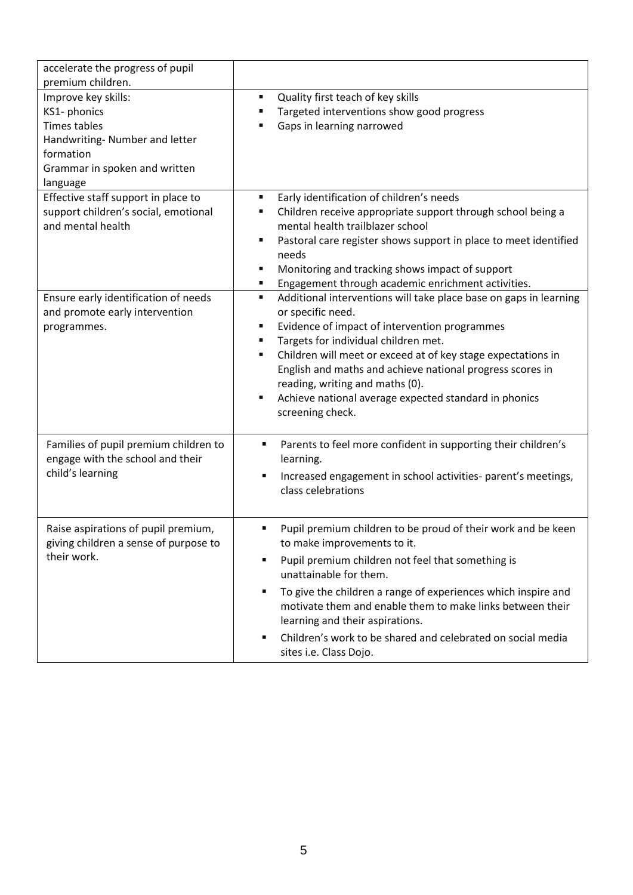| | |
|---|---|
| accelerate the progress of pupil premium children. | |
| Improve key skills:<br>KS1- phonics<br>Times tables<br>Handwriting- Number and letter formation<br>Grammar in spoken and written language | ▪ Quality first teach of key skills<br>▪ Targeted interventions show good progress<br>▪ Gaps in learning narrowed |
| Effective staff support in place to support children's social, emotional and mental health | ▪ Early identification of children's needs<br>▪ Children receive appropriate support through school being a mental health trailblazer school<br>▪ Pastoral care register shows support in place to meet identified needs<br>▪ Monitoring and tracking shows impact of support<br>▪ Engagement through academic enrichment activities. |
| Ensure early identification of needs and promote early intervention programmes. | ▪ Additional interventions will take place base on gaps in learning or specific need.<br>▪ Evidence of impact of intervention programmes<br>▪ Targets for individual children met.<br>▪ Children will meet or exceed at of key stage expectations in English and maths and achieve national progress scores in reading, writing and maths (0).<br>▪ Achieve national average expected standard in phonics screening check. |
| Families of pupil premium children to engage with the school and their child's learning | ▪ Parents to feel more confident in supporting their children's learning.<br>▪ Increased engagement in school activities- parent's meetings, class celebrations |
| Raise aspirations of pupil premium, giving children a sense of purpose to their work. | ▪ Pupil premium children to be proud of their work and be keen to make improvements to it.<br>▪ Pupil premium children not feel that something is unattainable for them.<br>▪ To give the children a range of experiences which inspire and motivate them and enable them to make links between their learning and their aspirations.<br>▪ Children's work to be shared and celebrated on social media sites i.e. Class Dojo. |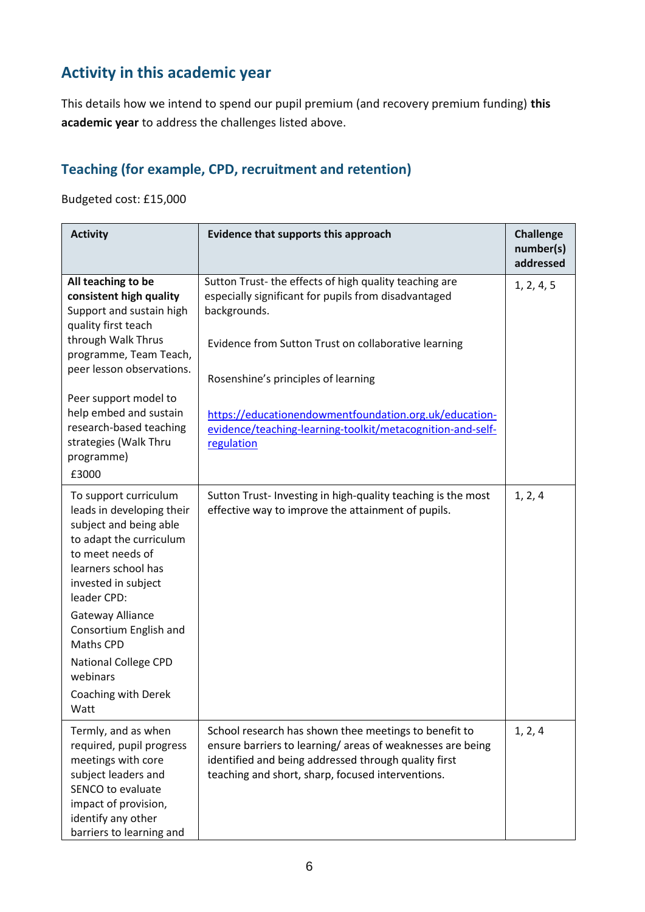## Activity in this academic year

This details how we intend to spend our pupil premium (and recovery premium funding) **this academic year** to address the challenges listed above.

### Teaching (for example, CPD, recruitment and retention)

Budgeted cost: £15,000

| Activity | Evidence that supports this approach | Challenge number(s) addressed |
|---|---|---|
| **All teaching to be consistent high quality** Support and sustain high quality first teach through Walk Thrus programme, Team Teach, peer lesson observations.<br><br>Peer support model to help embed and sustain research-based teaching strategies (Walk Thru programme)<br>£3000 | Sutton Trust- the effects of high quality teaching are especially significant for pupils from disadvantaged backgrounds.<br><br>Evidence from Sutton Trust on collaborative learning<br><br>Rosenshine's principles of learning<br><br>[https://educationendowmentfoundation.org.uk/education-evidence/teaching-learning-toolkit/metacognition-and-self-regulation](https://educationendowmentfoundation.org.uk/education-evidence/teaching-learning-toolkit/metacognition-and-self-regulation) | 1, 2, 4, 5 |
| To support curriculum leads in developing their subject and being able to adapt the curriculum to meet needs of learners school has invested in subject leader CPD:<br>Gateway Alliance Consortium English and Maths CPD<br>National College CPD webinars<br>Coaching with Derek Watt | Sutton Trust- Investing in high-quality teaching is the most effective way to improve the attainment of pupils. | 1, 2, 4 |
| Termly, and as when required, pupil progress meetings with core subject leaders and SENCO to evaluate impact of provision, identify any other barriers to learning and | School research has shown thee meetings to benefit to ensure barriers to learning/ areas of weaknesses are being identified and being addressed through quality first teaching and short, sharp, focused interventions. | 1, 2, 4 |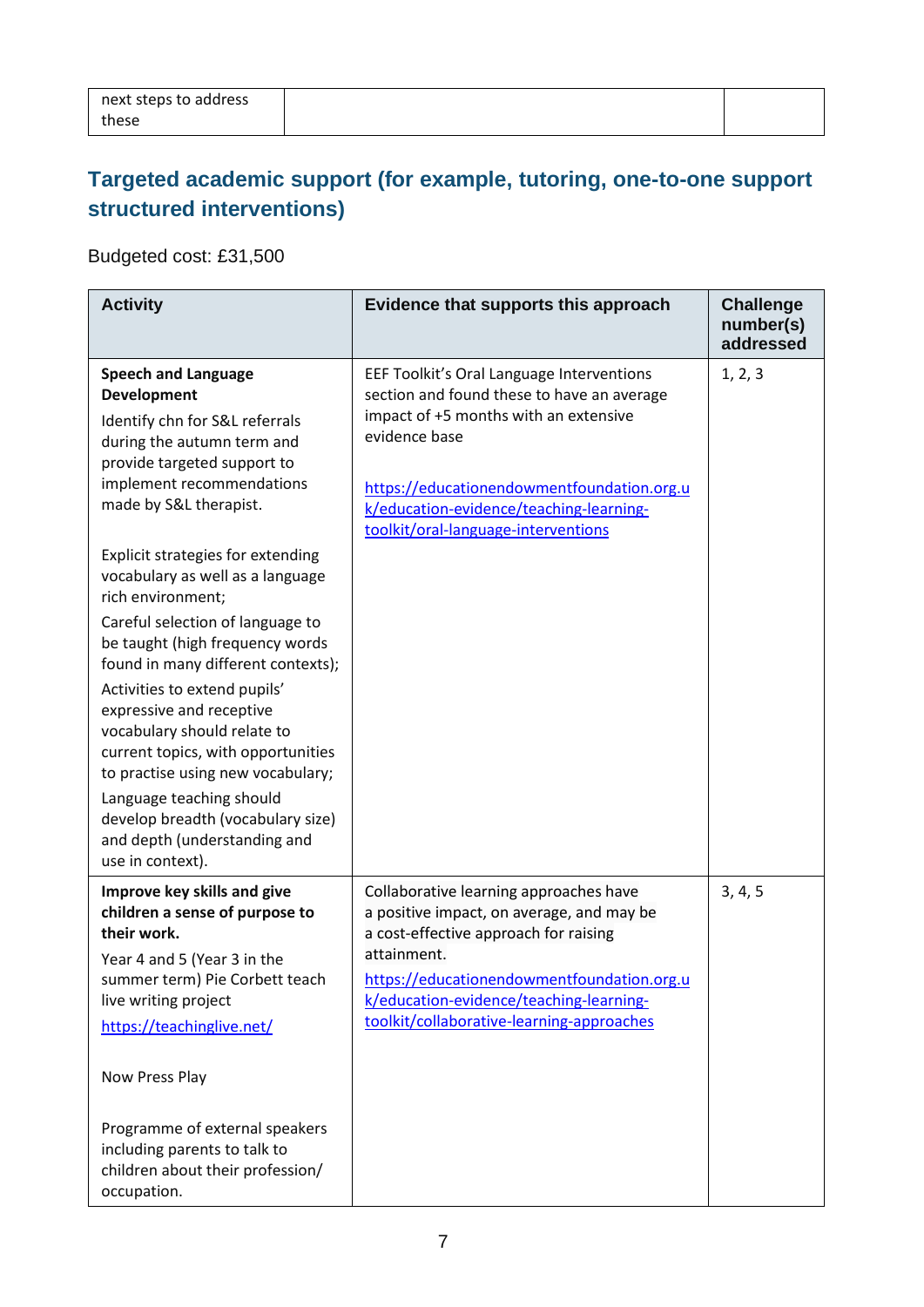| next steps to address these | | |
|---|---|---|

## Targeted academic support (for example, tutoring, one-to-one support structured interventions)

Budgeted cost: £31,500

| Activity | Evidence that supports this approach | Challenge number(s) addressed |
|---|---|---|
| **Speech and Language Development**<br>Identify chn for S&L referrals during the autumn term and provide targeted support to implement recommendations made by S&L therapist.<br><br>Explicit strategies for extending vocabulary as well as a language rich environment;<br>Careful selection of language to be taught (high frequency words found in many different contexts);<br>Activities to extend pupils' expressive and receptive vocabulary should relate to current topics, with opportunities to practise using new vocabulary;<br>Language teaching should develop breadth (vocabulary size) and depth (understanding and use in context). | EEF Toolkit's Oral Language Interventions section and found these to have an average impact of +5 months with an extensive evidence base<br><br>https://educationendowmentfoundation.org.uk/education-evidence/teaching-learning-toolkit/oral-language-interventions | 1, 2, 3 |
| **Improve key skills and give children a sense of purpose to their work.**<br>Year 4 and 5 (Year 3 in the summer term) Pie Corbett teach live writing project<br>https://teachinglive.net/<br><br>Now Press Play<br><br>Programme of external speakers including parents to talk to children about their profession/ occupation. | Collaborative learning approaches have a positive impact, on average, and may be a cost-effective approach for raising attainment.<br>https://educationendowmentfoundation.org.uk/education-evidence/teaching-learning-toolkit/collaborative-learning-approaches | 3, 4, 5 |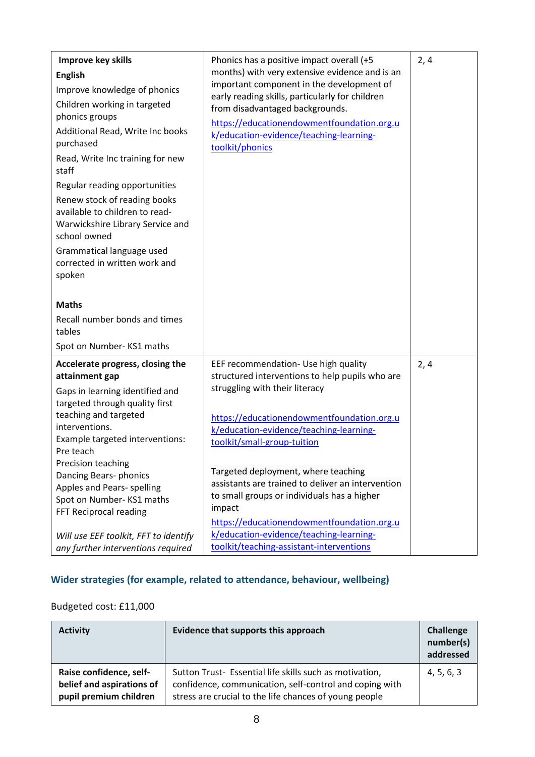| | | |
|---|---|---|
| **Improve key skills**<br>**English**<br>Improve knowledge of phonics<br>Children working in targeted phonics groups<br>Additional Read, Write Inc books purchased<br>Read, Write Inc training for new staff<br>Regular reading opportunities<br>Renew stock of reading books available to children to read- Warwickshire Library Service and school owned<br>Grammatical language used corrected in written work and spoken<br><br>**Maths**<br>Recall number bonds and times tables<br>Spot on Number- KS1 maths | Phonics has a positive impact overall (+5 months) with very extensive evidence and is an important component in the development of early reading skills, particularly for children from disadvantaged backgrounds.<br>https://educationendowmentfoundation.org.uk/education-evidence/teaching-learning-toolkit/phonics | 2, 4 |
| **Accelerate progress, closing the attainment gap**<br>Gaps in learning identified and targeted through quality first teaching and targeted interventions.<br>Example targeted interventions:<br>Pre teach<br>Precision teaching<br>Dancing Bears- phonics<br>Apples and Pears- spelling<br>Spot on Number- KS1 maths<br>FFT Reciprocal reading<br><br>*Will use EEF toolkit, FFT to identify any further interventions required* | EEF recommendation- Use high quality structured interventions to help pupils who are struggling with their literacy<br><br>https://educationendowmentfoundation.org.uk/education-evidence/teaching-learning-toolkit/small-group-tuition<br><br>Targeted deployment, where teaching assistants are trained to deliver an intervention to small groups or individuals has a higher impact<br>https://educationendowmentfoundation.org.uk/education-evidence/teaching-learning-toolkit/teaching-assistant-interventions | 2, 4 |

## Wider strategies (for example, related to attendance, behaviour, wellbeing)

Budgeted cost: £11,000

| Activity | Evidence that supports this approach | Challenge number(s) addressed |
|---|---|---|
| **Raise confidence, self-belief and aspirations of pupil premium children** | Sutton Trust- Essential life skills such as motivation, confidence, communication, self-control and coping with stress are crucial to the life chances of young people | 4, 5, 6, 3 |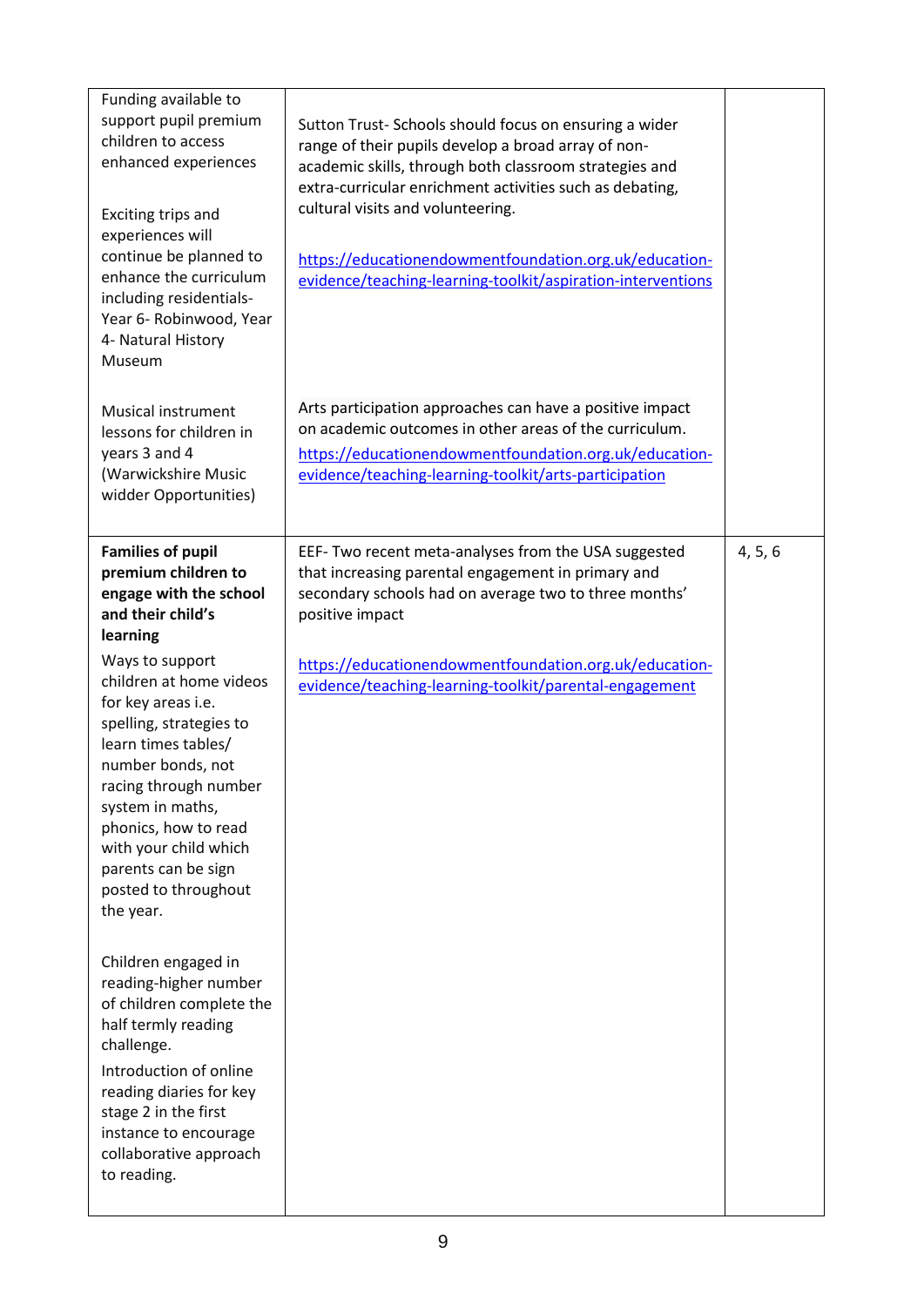| | | |
|---|---|---|
| Funding available to support pupil premium children to access enhanced experiences<br><br>Exciting trips and experiences will continue be planned to enhance the curriculum including residentials- Year 6- Robinwood, Year 4- Natural History Museum<br><br>Musical instrument lessons for children in years 3 and 4 (Warwickshire Music widder Opportunities) | Sutton Trust- Schools should focus on ensuring a wider range of their pupils develop a broad array of non-academic skills, through both classroom strategies and extra-curricular enrichment activities such as debating, cultural visits and volunteering.<br><br>https://educationendowmentfoundation.org.uk/education-evidence/teaching-learning-toolkit/aspiration-interventions<br><br>Arts participation approaches can have a positive impact on academic outcomes in other areas of the curriculum.<br>https://educationendowmentfoundation.org.uk/education-evidence/teaching-learning-toolkit/arts-participation | |
| **Families of pupil premium children to engage with the school and their child's learning**<br>Ways to support children at home videos for key areas i.e. spelling, strategies to learn times tables/ number bonds, not racing through number system in maths, phonics, how to read with your child which parents can be sign posted to throughout the year.<br><br>Children engaged in reading-higher number of children complete the half termly reading challenge.<br>Introduction of online reading diaries for key stage 2 in the first instance to encourage collaborative approach to reading. | EEF- Two recent meta-analyses from the USA suggested that increasing parental engagement in primary and secondary schools had on average two to three months' positive impact<br><br>https://educationendowmentfoundation.org.uk/education-evidence/teaching-learning-toolkit/parental-engagement | 4, 5, 6 |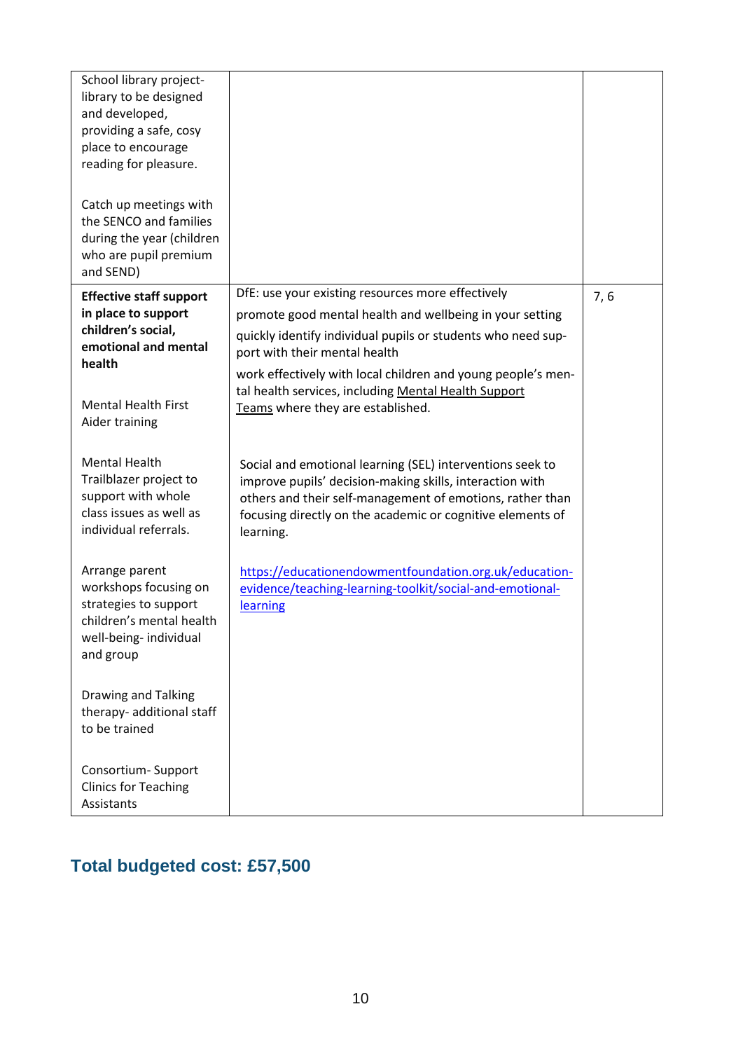| | | |
|---|---|---|
| School library project- library to be designed and developed, providing a safe, cosy place to encourage reading for pleasure.<br><br>Catch up meetings with the SENCO and families during the year (children who are pupil premium and SEND) | | |
| **Effective staff support in place to support children's social, emotional and mental health**<br><br>Mental Health First Aider training<br><br>Mental Health Trailblazer project to support with whole class issues as well as individual referrals.<br><br>Arrange parent workshops focusing on strategies to support children's mental health well-being- individual and group<br><br>Drawing and Talking therapy- additional staff to be trained<br><br>Consortium- Support Clinics for Teaching Assistants | DfE: use your existing resources more effectively<br><br>promote good mental health and wellbeing in your setting<br><br>quickly identify individual pupils or students who need support with their mental health<br><br>work effectively with local children and young people's mental health services, including Mental Health Support Teams where they are established.<br><br>Social and emotional learning (SEL) interventions seek to improve pupils' decision-making skills, interaction with others and their self-management of emotions, rather than focusing directly on the academic or cognitive elements of learning.<br><br>https://educationendowmentfoundation.org.uk/education-evidence/teaching-learning-toolkit/social-and-emotional-learning | 7, 6 |

## Total budgeted cost: £57,500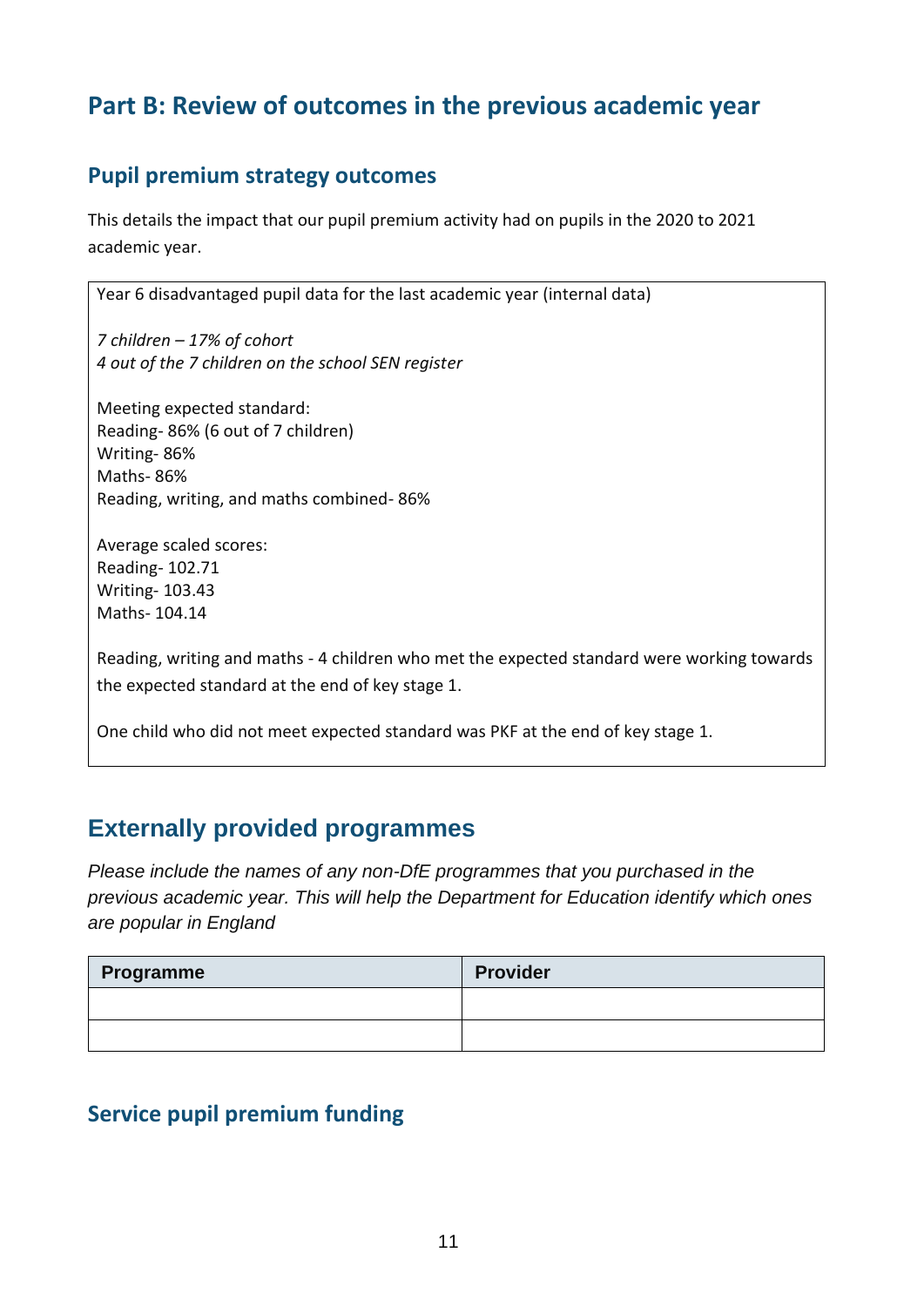## Part B: Review of outcomes in the previous academic year

### Pupil premium strategy outcomes

This details the impact that our pupil premium activity had on pupils in the 2020 to 2021 academic year.

| Year 6 disadvantaged pupil data for the last academic year (internal data)<br><br>*7 children – 17% of cohort*<br>*4 out of the 7 children on the school SEN register*<br><br>Meeting expected standard:<br>Reading- 86% (6 out of 7 children)<br>Writing- 86%<br>Maths- 86%<br>Reading, writing, and maths combined- 86%<br><br>Average scaled scores:<br>Reading- 102.71<br>Writing- 103.43<br>Maths- 104.14<br><br>Reading, writing and maths - 4 children who met the expected standard were working towards the expected standard at the end of key stage 1.<br><br>One child who did not meet expected standard was PKF at the end of key stage 1. |
|---|

## Externally provided programmes

*Please include the names of any non-DfE programmes that you purchased in the previous academic year. This will help the Department for Education identify which ones are popular in England*

| Programme | Provider |
|---|---|
| | |
| | |

### Service pupil premium funding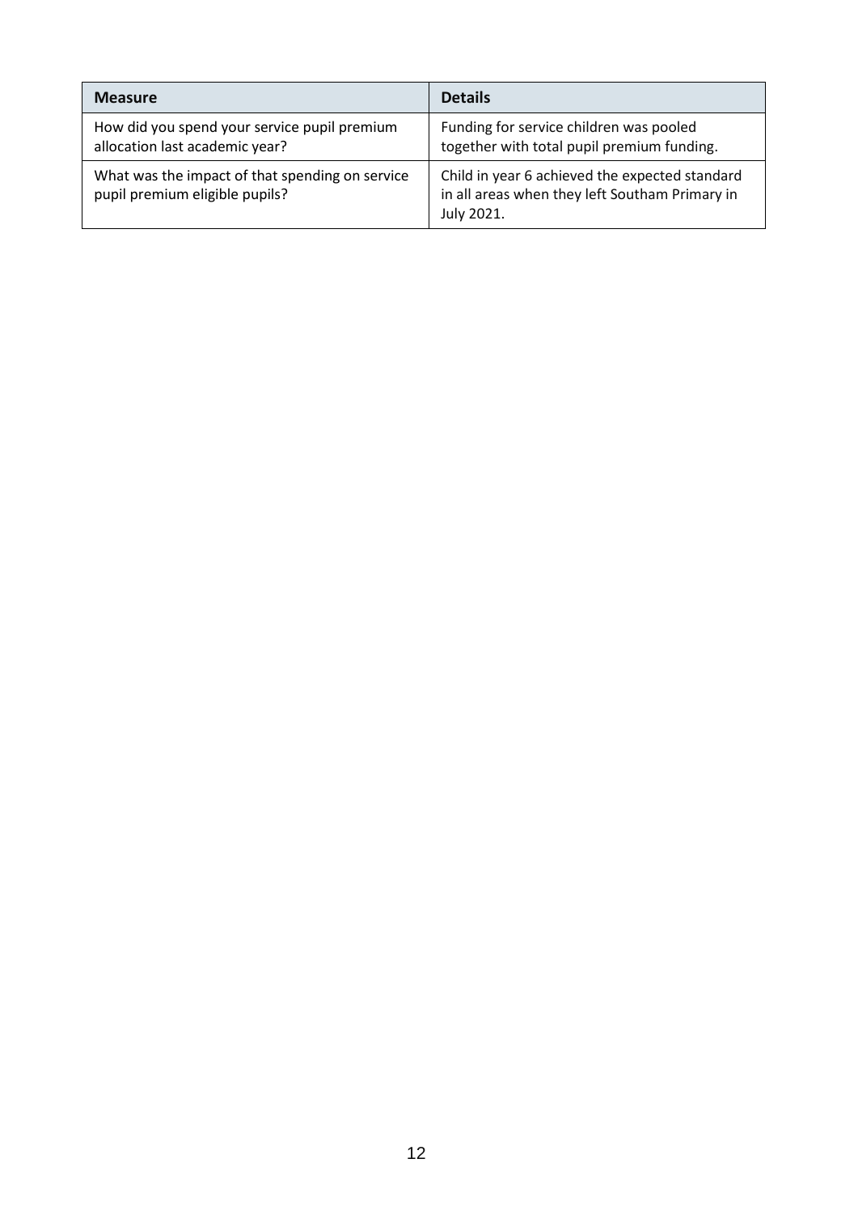| Measure | Details |
| --- | --- |
| How did you spend your service pupil premium allocation last academic year? | Funding for service children was pooled together with total pupil premium funding. |
| What was the impact of that spending on service pupil premium eligible pupils? | Child in year 6 achieved the expected standard in all areas when they left Southam Primary in July 2021. |